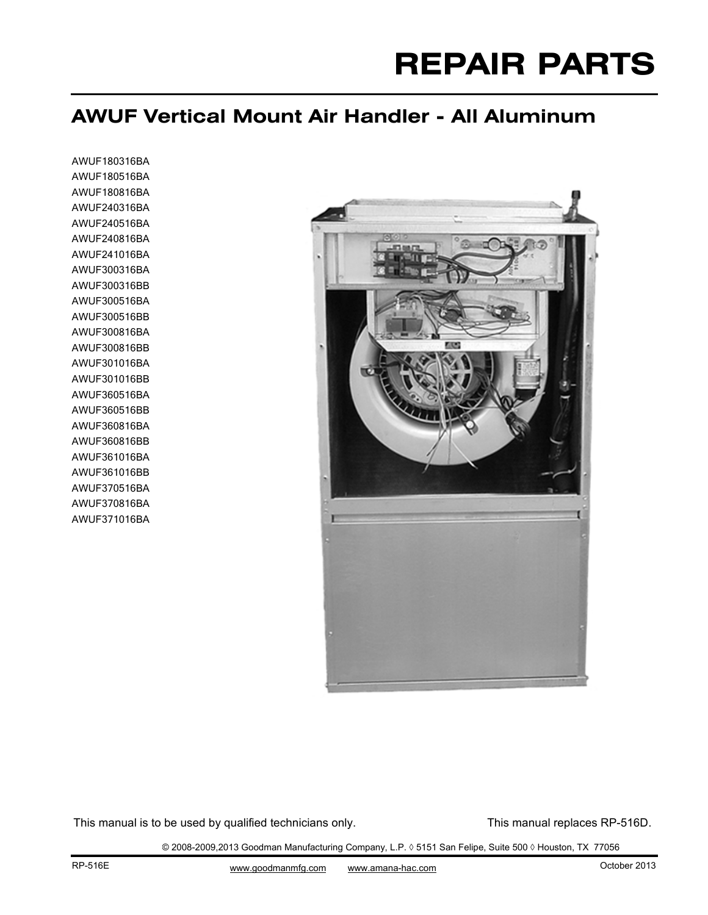# REPAIR PARTS

## AWUF Vertical Mount Air Handler - All Aluminum

AWUF180316BA
AWUF180516BA
AWUF180816BA
AWUF240316BA
AWUF240516BA
AWUF240816BA
AWUF241016BA
AWUF300316BA
AWUF300316BB
AWUF300516BA
AWUF300516BB
AWUF300816BA
AWUF300816BB
AWUF301016BA
AWUF301016BB
AWUF360516BA
AWUF360516BB
AWUF360816BA
AWUF360816BB
AWUF361016BA
AWUF361016BB
AWUF370516BA
AWUF370816BA
AWUF371016BA

This manual is to be used by qualified technicians only.

This manual replaces RP-516D.

© 2008-2009,2013 Goodman Manufacturing Company, L.P. ◊ 5151 San Felipe, Suite 500 ◊ Houston, TX 77056

RP-516E

www.goodmanmfg.com www.amana-hac.com

October 2013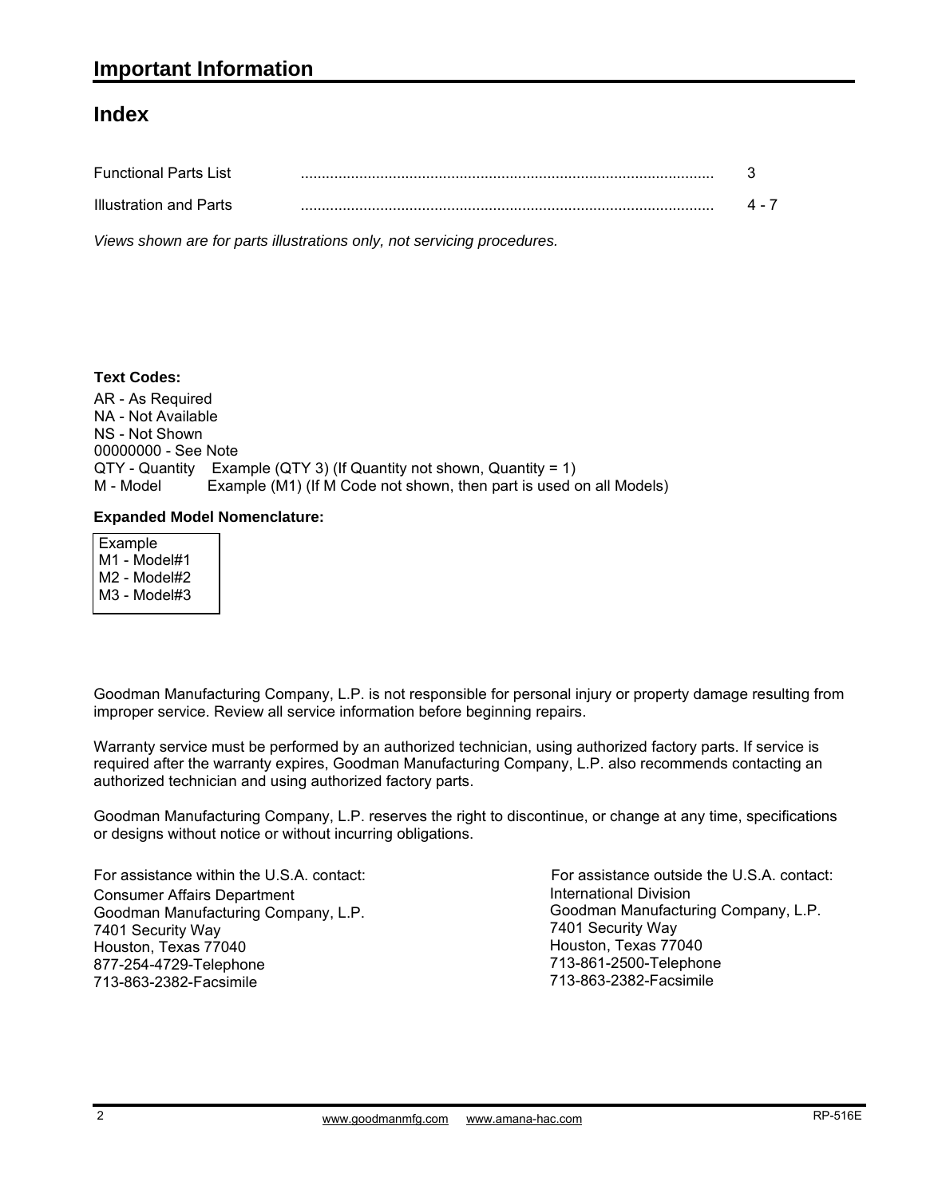# Important Information

## Index

| | | |
|---|---|---|
| Functional Parts List | .................................................................................................. | 3 |
| Illustration and Parts | .................................................................................................. | 4 - 7 |

*Views shown are for parts illustrations only, not servicing procedures.*

**Text Codes:**

AR - As Required
NA - Not Available
NS - Not Shown
00000000 - See Note
QTY - Quantity   Example (QTY 3) (If Quantity not shown, Quantity = 1)
M - Model   Example (M1) (If M Code not shown, then part is used on all Models)

**Expanded Model Nomenclature:**

Example
M1 - Model#1
M2 - Model#2
M3 - Model#3

Goodman Manufacturing Company, L.P. is not responsible for personal injury or property damage resulting from improper service. Review all service information before beginning repairs.

Warranty service must be performed by an authorized technician, using authorized factory parts. If service is required after the warranty expires, Goodman Manufacturing Company, L.P. also recommends contacting an authorized technician and using authorized factory parts.

Goodman Manufacturing Company, L.P. reserves the right to discontinue, or change at any time, specifications or designs without notice or without incurring obligations.

For assistance within the U.S.A. contact:
Consumer Affairs Department
Goodman Manufacturing Company, L.P.
7401 Security Way
Houston, Texas 77040
877-254-4729-Telephone
713-863-2382-Facsimile

For assistance outside the U.S.A. contact:
International Division
Goodman Manufacturing Company, L.P.
7401 Security Way
Houston, Texas 77040
713-861-2500-Telephone
713-863-2382-Facsimile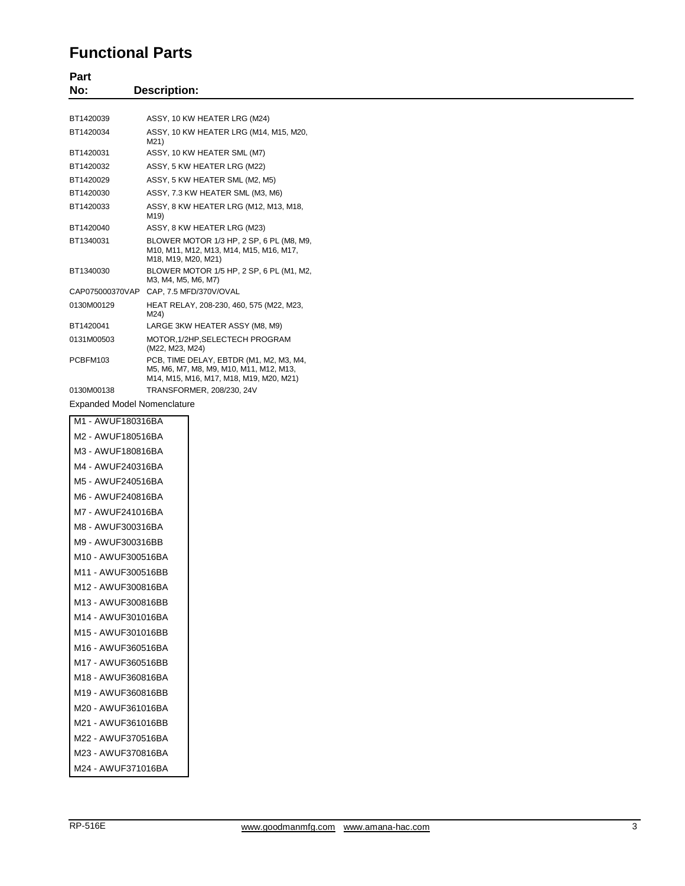# Functional Parts

| Part No: | Description: |
|---|---|
| BT1420039 | ASSY, 10 KW HEATER LRG (M24) |
| BT1420034 | ASSY, 10 KW HEATER LRG (M14, M15, M20, M21) |
| BT1420031 | ASSY, 10 KW HEATER SML (M7) |
| BT1420032 | ASSY, 5 KW HEATER LRG (M22) |
| BT1420029 | ASSY, 5 KW HEATER SML (M2, M5) |
| BT1420030 | ASSY, 7.3 KW HEATER SML (M3, M6) |
| BT1420033 | ASSY, 8 KW HEATER LRG (M12, M13, M18, M19) |
| BT1420040 | ASSY, 8 KW HEATER LRG (M23) |
| BT1340031 | BLOWER MOTOR 1/3 HP, 2 SP, 6 PL (M8, M9, M10, M11, M12, M13, M14, M15, M16, M17, M18, M19, M20, M21) |
| BT1340030 | BLOWER MOTOR 1/5 HP, 2 SP, 6 PL (M1, M2, M3, M4, M5, M6, M7) |
| CAP075000370VAP | CAP, 7.5 MFD/370V/OVAL |
| 0130M00129 | HEAT RELAY, 208-230, 460, 575 (M22, M23, M24) |
| BT1420041 | LARGE 3KW HEATER ASSY (M8, M9) |
| 0131M00503 | MOTOR,1/2HP,SELECTECH PROGRAM (M22, M23, M24) |
| PCBFM103 | PCB, TIME DELAY, EBTDR (M1, M2, M3, M4, M5, M6, M7, M8, M9, M10, M11, M12, M13, M14, M15, M16, M17, M18, M19, M20, M21) |
| 0130M00138 | TRANSFORMER, 208/230, 24V |

Expanded Model Nomenclature

M1 - AWUF180316BA
M2 - AWUF180516BA
M3 - AWUF180816BA
M4 - AWUF240316BA
M5 - AWUF240516BA
M6 - AWUF240816BA
M7 - AWUF241016BA
M8 - AWUF300316BA
M9 - AWUF300316BB
M10 - AWUF300516BA
M11 - AWUF300516BB
M12 - AWUF300816BA
M13 - AWUF300816BB
M14 - AWUF301016BA
M15 - AWUF301016BB
M16 - AWUF360516BA
M17 - AWUF360516BB
M18 - AWUF360816BA
M19 - AWUF360816BB
M20 - AWUF361016BA
M21 - AWUF361016BB
M22 - AWUF370516BA
M23 - AWUF370816BA
M24 - AWUF371016BA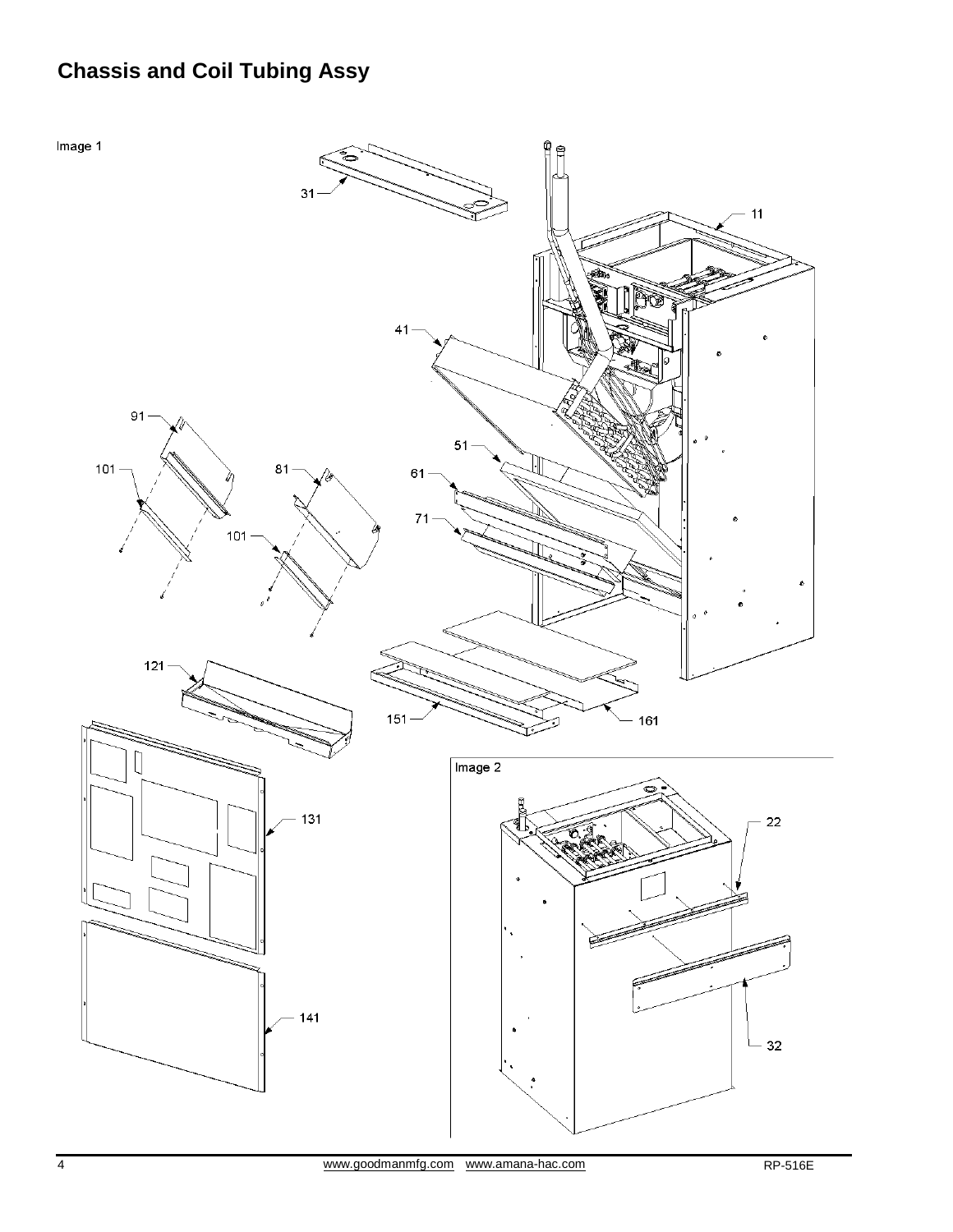## Chassis and Coil Tubing Assy

Image 1

31

11

41

91

51

101

81

61

71

101

121

151

161

131

Image 2

22

141

32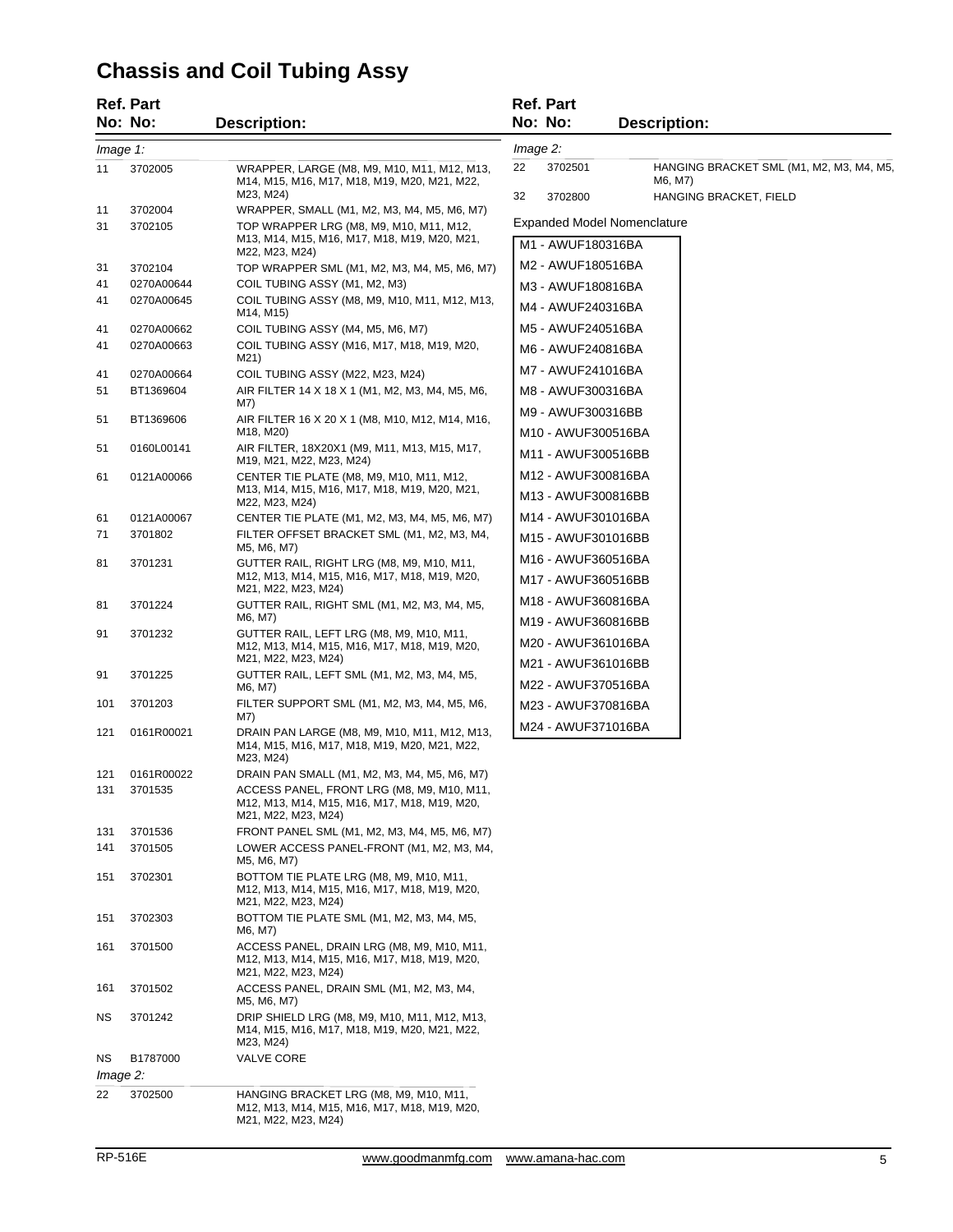# Chassis and Coil Tubing Assy

| Ref. No: | Part No: | Description: |
|---|---|---|
| *Image 1:* | | |
| 11 | 3702005 | WRAPPER, LARGE (M8, M9, M10, M11, M12, M13, M14, M15, M16, M17, M18, M19, M20, M21, M22, M23, M24) |
| 11 | 3702004 | WRAPPER, SMALL (M1, M2, M3, M4, M5, M6, M7) |
| 31 | 3702105 | TOP WRAPPER LRG (M8, M9, M10, M11, M12, M13, M14, M15, M16, M17, M18, M19, M20, M21, M22, M23, M24) |
| 31 | 3702104 | TOP WRAPPER SML (M1, M2, M3, M4, M5, M6, M7) |
| 41 | 0270A00644 | COIL TUBING ASSY (M1, M2, M3) |
| 41 | 0270A00645 | COIL TUBING ASSY (M8, M9, M10, M11, M12, M13, M14, M15) |
| 41 | 0270A00662 | COIL TUBING ASSY (M4, M5, M6, M7) |
| 41 | 0270A00663 | COIL TUBING ASSY (M16, M17, M18, M19, M20, M21) |
| 41 | 0270A00664 | COIL TUBING ASSY (M22, M23, M24) |
| 51 | BT1369604 | AIR FILTER 14 X 18 X 1 (M1, M2, M3, M4, M5, M6, M7) |
| 51 | BT1369606 | AIR FILTER 16 X 20 X 1 (M8, M10, M12, M14, M16, M18, M20) |
| 51 | 0160L00141 | AIR FILTER, 18X20X1 (M9, M11, M13, M15, M17, M19, M21, M22, M23, M24) |
| 61 | 0121A00066 | CENTER TIE PLATE (M8, M9, M10, M11, M12, M13, M14, M15, M16, M17, M18, M19, M20, M21, M22, M23, M24) |
| 61 | 0121A00067 | CENTER TIE PLATE (M1, M2, M3, M4, M5, M6, M7) |
| 71 | 3701802 | FILTER OFFSET BRACKET SML (M1, M2, M3, M4, M5, M6, M7) |
| 81 | 3701231 | GUTTER RAIL, RIGHT LRG (M8, M9, M10, M11, M12, M13, M14, M15, M16, M17, M18, M19, M20, M21, M22, M23, M24) |
| 81 | 3701224 | GUTTER RAIL, RIGHT SML (M1, M2, M3, M4, M5, M6, M7) |
| 91 | 3701232 | GUTTER RAIL, LEFT LRG (M8, M9, M10, M11, M12, M13, M14, M15, M16, M17, M18, M19, M20, M21, M22, M23, M24) |
| 91 | 3701225 | GUTTER RAIL, LEFT SML (M1, M2, M3, M4, M5, M6, M7) |
| 101 | 3701203 | FILTER SUPPORT SML (M1, M2, M3, M4, M5, M6, M7) |
| 121 | 0161R00021 | DRAIN PAN LARGE (M8, M9, M10, M11, M12, M13, M14, M15, M16, M17, M18, M19, M20, M21, M22, M23, M24) |
| 121 | 0161R00022 | DRAIN PAN SMALL (M1, M2, M3, M4, M5, M6, M7) |
| 131 | 3701535 | ACCESS PANEL, FRONT LRG (M8, M9, M10, M11, M12, M13, M14, M15, M16, M17, M18, M19, M20, M21, M22, M23, M24) |
| 131 | 3701536 | FRONT PANEL SML (M1, M2, M3, M4, M5, M6, M7) |
| 141 | 3701505 | LOWER ACCESS PANEL-FRONT (M1, M2, M3, M4, M5, M6, M7) |
| 151 | 3702301 | BOTTOM TIE PLATE LRG (M8, M9, M10, M11, M12, M13, M14, M15, M16, M17, M18, M19, M20, M21, M22, M23, M24) |
| 151 | 3702303 | BOTTOM TIE PLATE SML (M1, M2, M3, M4, M5, M6, M7) |
| 161 | 3701500 | ACCESS PANEL, DRAIN LRG (M8, M9, M10, M11, M12, M13, M14, M15, M16, M17, M18, M19, M20, M21, M22, M23, M24) |
| 161 | 3701502 | ACCESS PANEL, DRAIN SML (M1, M2, M3, M4, M5, M6, M7) |
| NS | 3701242 | DRIP SHIELD LRG (M8, M9, M10, M11, M12, M13, M14, M15, M16, M17, M18, M19, M20, M21, M22, M23, M24) |
| NS | B1787000 | VALVE CORE |
| *Image 2:* | | |
| 22 | 3702500 | HANGING BRACKET LRG (M8, M9, M10, M11, M12, M13, M14, M15, M16, M17, M18, M19, M20, M21, M22, M23, M24) |
| 22 | 3702501 | HANGING BRACKET SML (M1, M2, M3, M4, M5, M6, M7) |
| 32 | 3702800 | HANGING BRACKET, FIELD |

Expanded Model Nomenclature

| |
|---|
| M1 - AWUF180316BA |
| M2 - AWUF180516BA |
| M3 - AWUF180816BA |
| M4 - AWUF240316BA |
| M5 - AWUF240516BA |
| M6 - AWUF240816BA |
| M7 - AWUF241016BA |
| M8 - AWUF300316BA |
| M9 - AWUF300316BB |
| M10 - AWUF300516BA |
| M11 - AWUF300516BB |
| M12 - AWUF300816BA |
| M13 - AWUF300816BB |
| M14 - AWUF301016BA |
| M15 - AWUF301016BB |
| M16 - AWUF360516BA |
| M17 - AWUF360516BB |
| M18 - AWUF360816BA |
| M19 - AWUF360816BB |
| M20 - AWUF361016BA |
| M21 - AWUF361016BB |
| M22 - AWUF370516BA |
| M23 - AWUF370816BA |
| M24 - AWUF371016BA |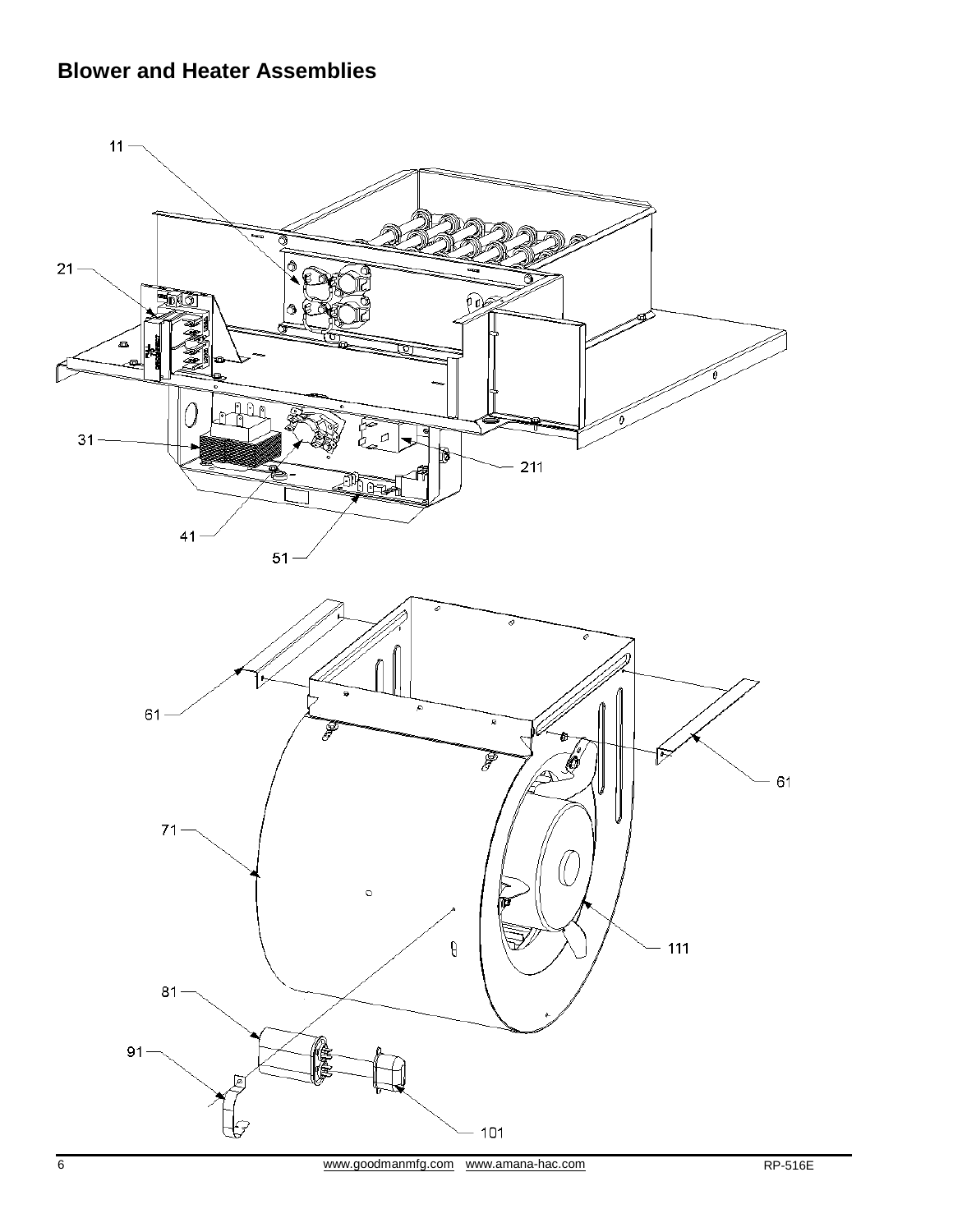## Blower and Heater Assemblies

11

21

31

211

41

51

61

61

71

111

81

91

101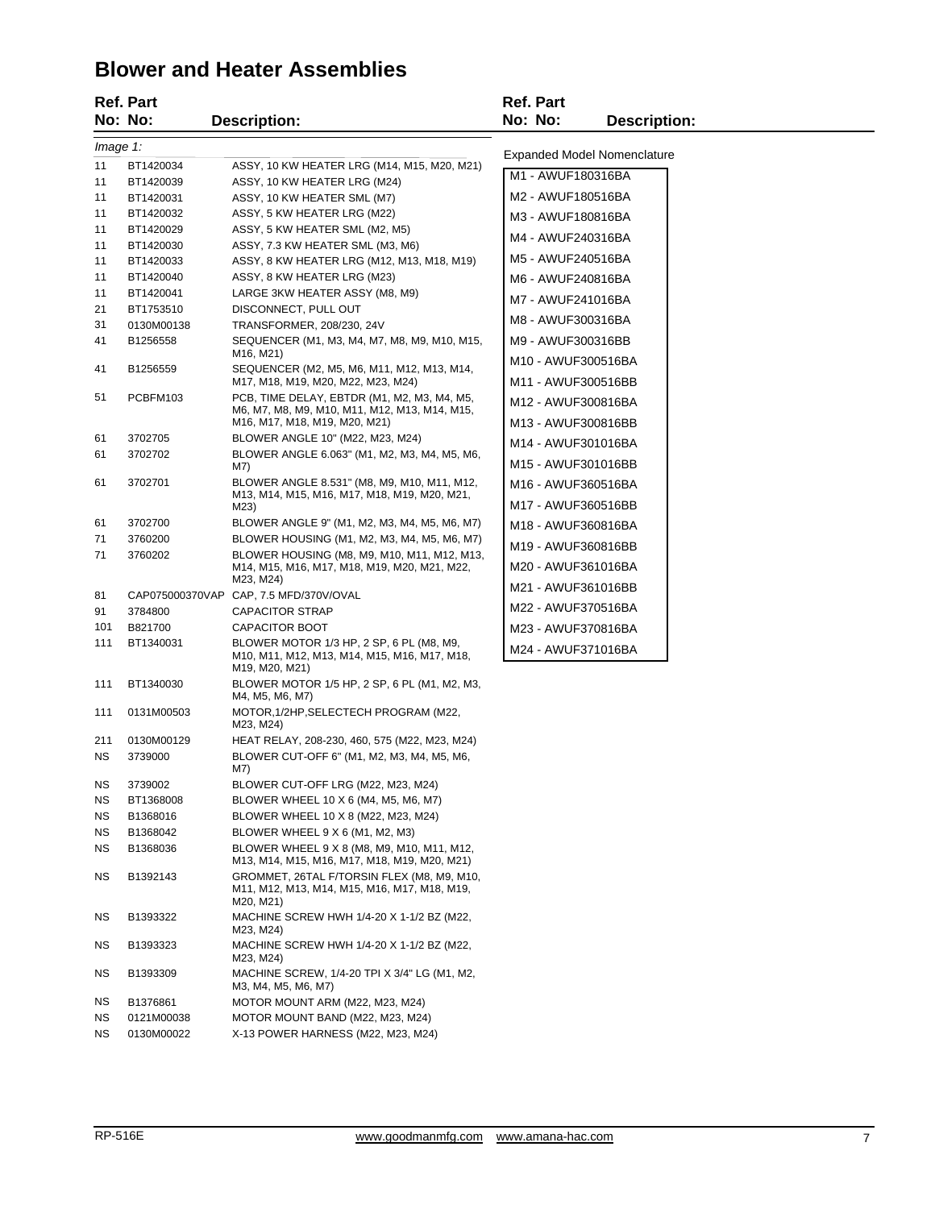# Blower and Heater Assemblies

| Ref. No: | Part No: | Description: |
|---|---|---|
| *Image 1:* | | |
| 11 | BT1420034 | ASSY, 10 KW HEATER LRG (M14, M15, M20, M21) |
| 11 | BT1420039 | ASSY, 10 KW HEATER LRG (M24) |
| 11 | BT1420031 | ASSY, 10 KW HEATER SML (M7) |
| 11 | BT1420032 | ASSY, 5 KW HEATER LRG (M22) |
| 11 | BT1420029 | ASSY, 5 KW HEATER SML (M2, M5) |
| 11 | BT1420030 | ASSY, 7.3 KW HEATER SML (M3, M6) |
| 11 | BT1420033 | ASSY, 8 KW HEATER LRG (M12, M13, M18, M19) |
| 11 | BT1420040 | ASSY, 8 KW HEATER LRG (M23) |
| 11 | BT1420041 | LARGE 3KW HEATER ASSY (M8, M9) |
| 21 | BT1753510 | DISCONNECT, PULL OUT |
| 31 | 0130M00138 | TRANSFORMER, 208/230, 24V |
| 41 | B1256558 | SEQUENCER (M1, M3, M4, M7, M8, M9, M10, M15, M16, M21) |
| 41 | B1256559 | SEQUENCER (M2, M5, M6, M11, M12, M13, M14, M17, M18, M19, M20, M22, M23, M24) |
| 51 | PCBFM103 | PCB, TIME DELAY, EBTDR (M1, M2, M3, M4, M5, M6, M7, M8, M9, M10, M11, M12, M13, M14, M15, M16, M17, M18, M19, M20, M21) |
| 61 | 3702705 | BLOWER ANGLE 10" (M22, M23, M24) |
| 61 | 3702702 | BLOWER ANGLE 6.063" (M1, M2, M3, M4, M5, M6, M7) |
| 61 | 3702701 | BLOWER ANGLE 8.531" (M8, M9, M10, M11, M12, M13, M14, M15, M16, M17, M18, M19, M20, M21, M23) |
| 61 | 3702700 | BLOWER ANGLE 9" (M1, M2, M3, M4, M5, M6, M7) |
| 71 | 3760200 | BLOWER HOUSING (M1, M2, M3, M4, M5, M6, M7) |
| 71 | 3760202 | BLOWER HOUSING (M8, M9, M10, M11, M12, M13, M14, M15, M16, M17, M18, M19, M20, M21, M22, M23, M24) |
| 81 | CAP075000370VAP | CAP, 7.5 MFD/370V/OVAL |
| 91 | 3784800 | CAPACITOR STRAP |
| 101 | B821700 | CAPACITOR BOOT |
| 111 | BT1340031 | BLOWER MOTOR 1/3 HP, 2 SP, 6 PL (M8, M9, M10, M11, M12, M13, M14, M15, M16, M17, M18, M19, M20, M21) |
| 111 | BT1340030 | BLOWER MOTOR 1/5 HP, 2 SP, 6 PL (M1, M2, M3, M4, M5, M6, M7) |
| 111 | 0131M00503 | MOTOR,1/2HP,SELECTECH PROGRAM (M22, M23, M24) |
| 211 | 0130M00129 | HEAT RELAY, 208-230, 460, 575 (M22, M23, M24) |
| NS | 3739000 | BLOWER CUT-OFF 6" (M1, M2, M3, M4, M5, M6, M7) |
| NS | 3739002 | BLOWER CUT-OFF LRG (M22, M23, M24) |
| NS | BT1368008 | BLOWER WHEEL 10 X 6 (M4, M5, M6, M7) |
| NS | B1368016 | BLOWER WHEEL 10 X 8 (M22, M23, M24) |
| NS | B1368042 | BLOWER WHEEL 9 X 6 (M1, M2, M3) |
| NS | B1368036 | BLOWER WHEEL 9 X 8 (M8, M9, M10, M11, M12, M13, M14, M15, M16, M17, M18, M19, M20, M21) |
| NS | B1392143 | GROMMET, 26TAL F/TORSIN FLEX (M8, M9, M10, M11, M12, M13, M14, M15, M16, M17, M18, M19, M20, M21) |
| NS | B1393322 | MACHINE SCREW HWH 1/4-20 X 1-1/2 BZ (M22, M23, M24) |
| NS | B1393323 | MACHINE SCREW HWH 1/4-20 X 1-1/2 BZ (M22, M23, M24) |
| NS | B1393309 | MACHINE SCREW, 1/4-20 TPI X 3/4" LG (M1, M2, M3, M4, M5, M6, M7) |
| NS | B1376861 | MOTOR MOUNT ARM (M22, M23, M24) |
| NS | 0121M00038 | MOTOR MOUNT BAND (M22, M23, M24) |
| NS | 0130M00022 | X-13 POWER HARNESS (M22, M23, M24) |

Expanded Model Nomenclature

| |
|---|
| M1 - AWUF180316BA |
| M2 - AWUF180516BA |
| M3 - AWUF180816BA |
| M4 - AWUF240316BA |
| M5 - AWUF240516BA |
| M6 - AWUF240816BA |
| M7 - AWUF241016BA |
| M8 - AWUF300316BA |
| M9 - AWUF300316BB |
| M10 - AWUF300516BA |
| M11 - AWUF300516BB |
| M12 - AWUF300816BA |
| M13 - AWUF300816BB |
| M14 - AWUF301016BA |
| M15 - AWUF301016BB |
| M16 - AWUF360516BA |
| M17 - AWUF360516BB |
| M18 - AWUF360816BA |
| M19 - AWUF360816BB |
| M20 - AWUF361016BA |
| M21 - AWUF361016BB |
| M22 - AWUF370516BA |
| M23 - AWUF370816BA |
| M24 - AWUF371016BA |

RP-516E www.goodmanmfg.com www.amana-hac.com